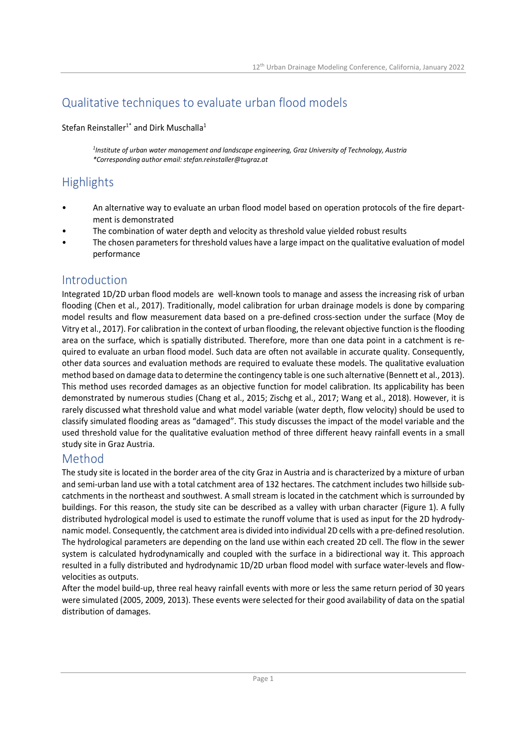# Qualitative techniques to evaluate urban flood models

Stefan Reinstaller[1*] and Dirk Muschalla[1]

*[1]Institute of urban water management and landscape engineering, Graz University of Technology, Austria*
*\*Corresponding author email: stefan.reinstaller@tugraz.at*

## Highlights

- An alternative way to evaluate an urban flood model based on operation protocols of the fire department is demonstrated
- The combination of water depth and velocity as threshold value yielded robust results
- The chosen parameters for threshold values have a large impact on the qualitative evaluation of model performance

## Introduction

Integrated 1D/2D urban flood models are well-known tools to manage and assess the increasing risk of urban flooding (Chen et al., 2017). Traditionally, model calibration for urban drainage models is done by comparing model results and flow measurement data based on a pre-defined cross-section under the surface (Moy de Vitry et al., 2017). For calibration in the context of urban flooding, the relevant objective function is the flooding area on the surface, which is spatially distributed. Therefore, more than one data point in a catchment is required to evaluate an urban flood model. Such data are often not available in accurate quality. Consequently, other data sources and evaluation methods are required to evaluate these models. The qualitative evaluation method based on damage data to determine the contingency table is one such alternative (Bennett et al., 2013). This method uses recorded damages as an objective function for model calibration. Its applicability has been demonstrated by numerous studies (Chang et al., 2015; Zischg et al., 2017; Wang et al., 2018). However, it is rarely discussed what threshold value and what model variable (water depth, flow velocity) should be used to classify simulated flooding areas as "damaged". This study discusses the impact of the model variable and the used threshold value for the qualitative evaluation method of three different heavy rainfall events in a small study site in Graz Austria.

## Method

The study site is located in the border area of the city Graz in Austria and is characterized by a mixture of urban and semi-urban land use with a total catchment area of 132 hectares. The catchment includes two hillside subcatchments in the northeast and southwest. A small stream is located in the catchment which is surrounded by buildings. For this reason, the study site can be described as a valley with urban character (Figure 1). A fully distributed hydrological model is used to estimate the runoff volume that is used as input for the 2D hydrodynamic model. Consequently, the catchment area is divided into individual 2D cells with a pre-defined resolution. The hydrological parameters are depending on the land use within each created 2D cell. The flow in the sewer system is calculated hydrodynamically and coupled with the surface in a bidirectional way it. This approach resulted in a fully distributed and hydrodynamic 1D/2D urban flood model with surface water-levels and flow-velocities as outputs.

After the model build-up, three real heavy rainfall events with more or less the same return period of 30 years were simulated (2005, 2009, 2013). These events were selected for their good availability of data on the spatial distribution of damages.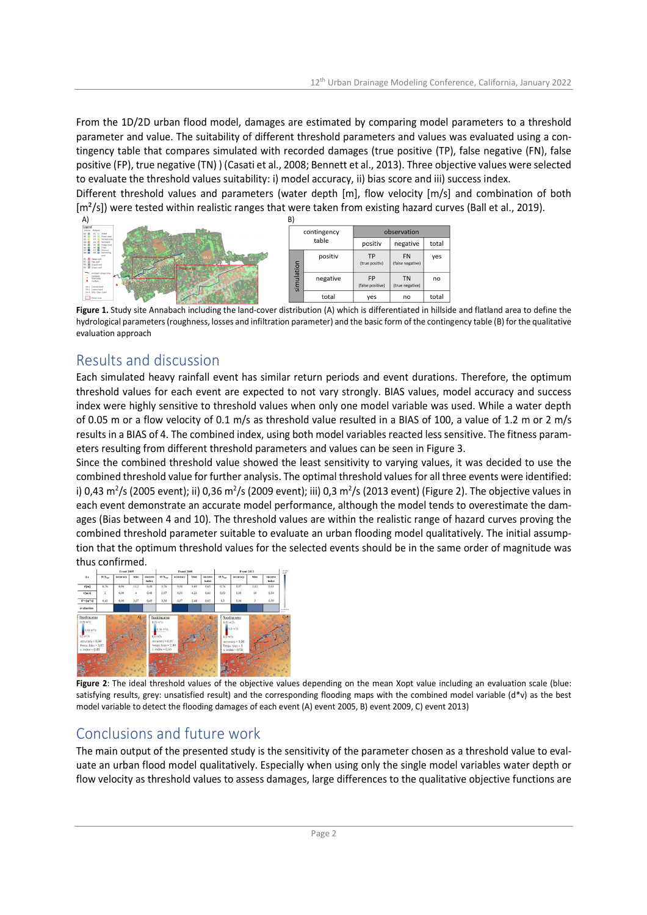From the 1D/2D urban flood model, damages are estimated by comparing model parameters to a threshold parameter and value. The suitability of different threshold parameters and values was evaluated using a contingency table that compares simulated with recorded damages (true positive (TP), false negative (FN), false positive (FP), true negative (TN) ) (Casati et al., 2008; Bennett et al., 2013). Three objective values were selected to evaluate the threshold values suitability: i) model accuracy, ii) bias score and iii) success index.

Different threshold values and parameters (water depth [m], flow velocity [m/s] and combination of both [m²/s]) were tested within realistic ranges that were taken from existing hazard curves (Ball et al., 2019).

A)

B)

| contingency table | | observation | | |
|---|---|---|---|---|
| | | positiv | negative | total |
| simulation | positiv | TP (true positiv) | FN (false negative) | yes |
| | negative | FP (false positive) | TN (true negative) | no |
| | total | yes | no | total |

**Figure 1.** Study site Annabach including the land-cover distribution (A) which is differentiated in hillside and flatland area to define the hydrological parameters (roughness, losses and infiltration parameter) and the basic form of the contingency table (B) for the qualitative evaluation approach

## Results and discussion

Each simulated heavy rainfall event has similar return periods and event durations. Therefore, the optimum threshold values for each event are expected to not vary strongly. BIAS values, model accuracy and success index were highly sensitive to threshold values when only one model variable was used. While a water depth of 0.05 m or a flow velocity of 0.1 m/s as threshold value resulted in a BIAS of 100, a value of 1.2 m or 2 m/s results in a BIAS of 4. The combined index, using both model variables reacted less sensitive. The fitness parameters resulting from different threshold parameters and values can be seen in Figure 3.

Since the combined threshold value showed the least sensitivity to varying values, it was decided to use the combined threshold value for further analysis. The optimal threshold values for all three events were identified: i) 0,43 m²/s (2005 event); ii) 0,36 m²/s (2009 event); iii) 0,3 m²/s (2013 event) (Figure 2). The objective values in each event demonstrate an accurate model performance, although the model tends to overestimate the damages (Bias between 4 and 10). The threshold values are within the realistic range of hazard curves proving the combined threshold parameter suitable to evaluate an urban flooding model qualitatively. The initial assumption that the optimum threshold values for the selected events should be in the same order of magnitude was thus confirmed.

| | Event 2005 | | | | Event 2009 | | | | Event 2013 | | | |
|---|---|---|---|---|---|---|---|---|---|---|---|---|
| Ø c | Ø $X_{opt}$ | accuracy | bias | success index | Ø $X_{opt}$ | accuracy | bias | success index | Ø $X_{opt}$ | accuracy | bias | success index |
| d [m] | 0,76 | 0,94 | 11,2 | 0,46 | 0,76 | 0,88 | 4,69 | 0,65 | 0,76 | 0,97 | 2,82 | 0,61 |
| v [m/s] | 2 | 0,90 | 4 | 0,48 | 1,67 | 0,95 | 4,21 | 0,64 | 0,83 | 0,88 | 10 | 0,54 |
| d*v [m²/s] | 0,43 | 0,90 | 3,07 | 0,49 | 0,36 | 0,97 | 2,44 | 0,65 | 0,3 | 0,96 | 3 | 0,59 |
| evaluation | | | | | | | | | | | | |

**Figure 2**: The ideal threshold values of the objective values depending on the mean Xopt value including an evaluation scale (blue: satisfying results, grey: unsatisfied result) and the corresponding flooding maps with the combined model variable (d*v) as the best model variable to detect the flooding damages of each event (A) event 2005, B) event 2009, C) event 2013)

## Conclusions and future work

The main output of the presented study is the sensitivity of the parameter chosen as a threshold value to evaluate an urban flood model qualitatively. Especially when using only the single model variables water depth or flow velocity as threshold values to assess damages, large differences to the qualitative objective functions are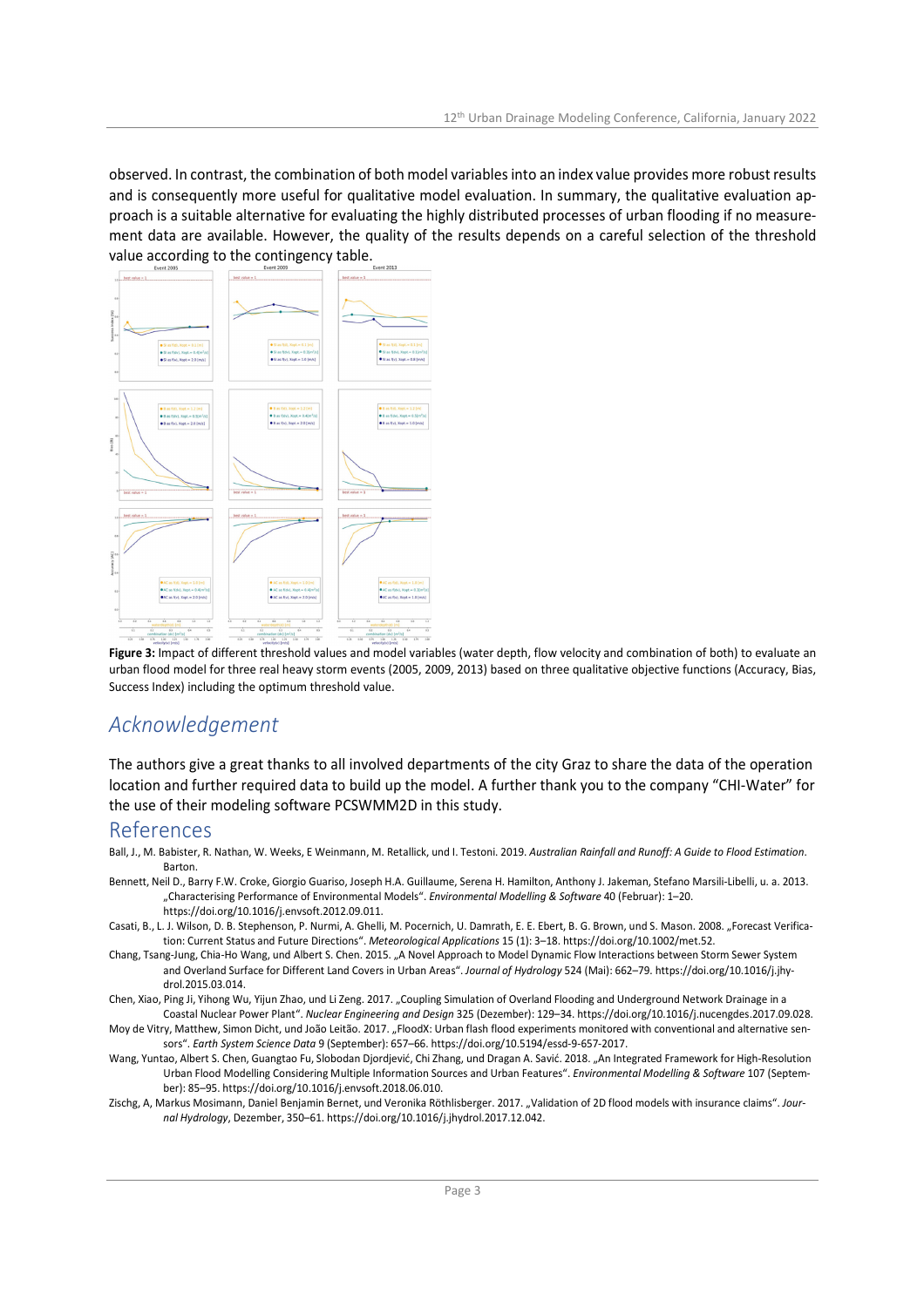observed. In contrast, the combination of both model variables into an index value provides more robust results and is consequently more useful for qualitative model evaluation. In summary, the qualitative evaluation approach is a suitable alternative for evaluating the highly distributed processes of urban flooding if no measurement data are available. However, the quality of the results depends on a careful selection of the threshold value according to the contingency table.

**Figure 3:** Impact of different threshold values and model variables (water depth, flow velocity and combination of both) to evaluate an urban flood model for three real heavy storm events (2005, 2009, 2013) based on three qualitative objective functions (Accuracy, Bias, Success Index) including the optimum threshold value.

## Acknowledgement

The authors give a great thanks to all involved departments of the city Graz to share the data of the operation location and further required data to build up the model. A further thank you to the company "CHI-Water" for the use of their modeling software PCSWMM2D in this study.

## References

Ball, J., M. Babister, R. Nathan, W. Weeks, E Weinmann, M. Retallick, und I. Testoni. 2019. *Australian Rainfall and Runoff: A Guide to Flood Estimation*. Barton.

Bennett, Neil D., Barry F.W. Croke, Giorgio Guariso, Joseph H.A. Guillaume, Serena H. Hamilton, Anthony J. Jakeman, Stefano Marsili-Libelli, u. a. 2013. „Characterising Performance of Environmental Models". *Environmental Modelling & Software* 40 (Februar): 1–20. https://doi.org/10.1016/j.envsoft.2012.09.011.

Casati, B., L. J. Wilson, D. B. Stephenson, P. Nurmi, A. Ghelli, M. Pocernich, U. Damrath, E. E. Ebert, B. G. Brown, und S. Mason. 2008. „Forecast Verification: Current Status and Future Directions". *Meteorological Applications* 15 (1): 3–18. https://doi.org/10.1002/met.52.

Chang, Tsang-Jung, Chia-Ho Wang, und Albert S. Chen. 2015. „A Novel Approach to Model Dynamic Flow Interactions between Storm Sewer System and Overland Surface for Different Land Covers in Urban Areas". *Journal of Hydrology* 524 (Mai): 662–79. https://doi.org/10.1016/j.jhydrol.2015.03.014.

Chen, Xiao, Ping Ji, Yihong Wu, Yijun Zhao, und Li Zeng. 2017. „Coupling Simulation of Overland Flooding and Underground Network Drainage in a Coastal Nuclear Power Plant". *Nuclear Engineering and Design* 325 (Dezember): 129–34. https://doi.org/10.1016/j.nucengdes.2017.09.028.

Moy de Vitry, Matthew, Simon Dicht, und João Leitão. 2017. „FloodX: Urban flash flood experiments monitored with conventional and alternative sensors". *Earth System Science Data* 9 (September): 657–66. https://doi.org/10.5194/essd-9-657-2017.

Wang, Yuntao, Albert S. Chen, Guangtao Fu, Slobodan Djordjević, Chi Zhang, und Dragan A. Savić. 2018. „An Integrated Framework for High-Resolution Urban Flood Modelling Considering Multiple Information Sources and Urban Features". *Environmental Modelling & Software* 107 (September): 85–95. https://doi.org/10.1016/j.envsoft.2018.06.010.

Zischg, A, Markus Mosimann, Daniel Benjamin Bernet, und Veronika Röthlisberger. 2017. „Validation of 2D flood models with insurance claims". *Journal Hydrology*, Dezember, 350–61. https://doi.org/10.1016/j.jhydrol.2017.12.042.